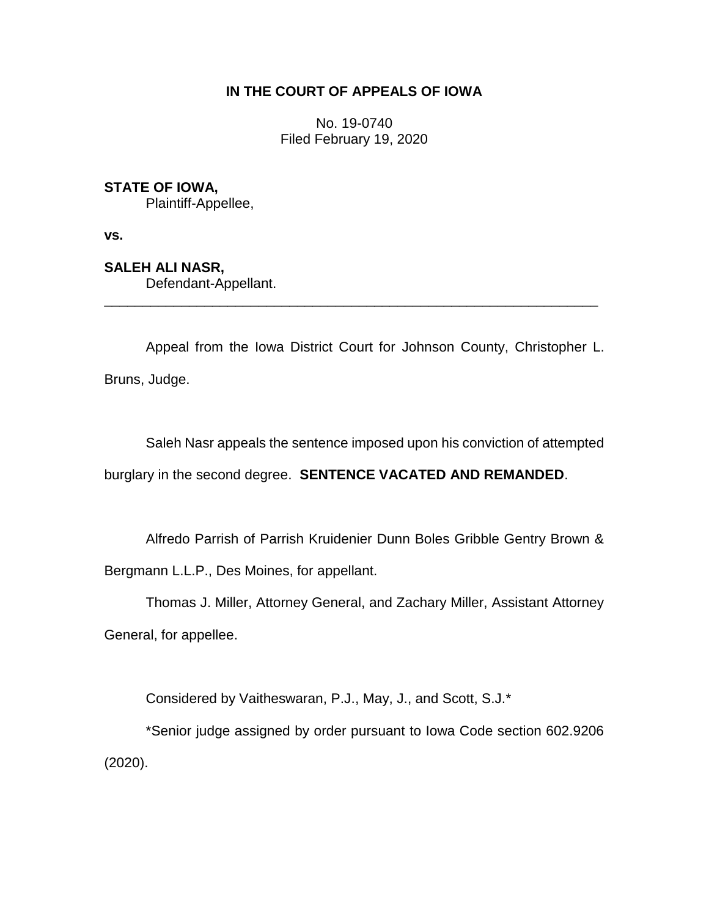**IN THE COURT OF APPEALS OF IOWA**

No. 19-0740
Filed February 19, 2020

**STATE OF IOWA,**
Plaintiff-Appellee,

**vs.**

**SALEH ALI NASR,**
Defendant-Appellant.

---

Appeal from the Iowa District Court for Johnson County, Christopher L. Bruns, Judge.

Saleh Nasr appeals the sentence imposed upon his conviction of attempted burglary in the second degree. **SENTENCE VACATED AND REMANDED**.

Alfredo Parrish of Parrish Kruidenier Dunn Boles Gribble Gentry Brown & Bergmann L.L.P., Des Moines, for appellant.

Thomas J. Miller, Attorney General, and Zachary Miller, Assistant Attorney General, for appellee.

Considered by Vaitheswaran, P.J., May, J., and Scott, S.J.*

*Senior judge assigned by order pursuant to Iowa Code section 602.9206 (2020).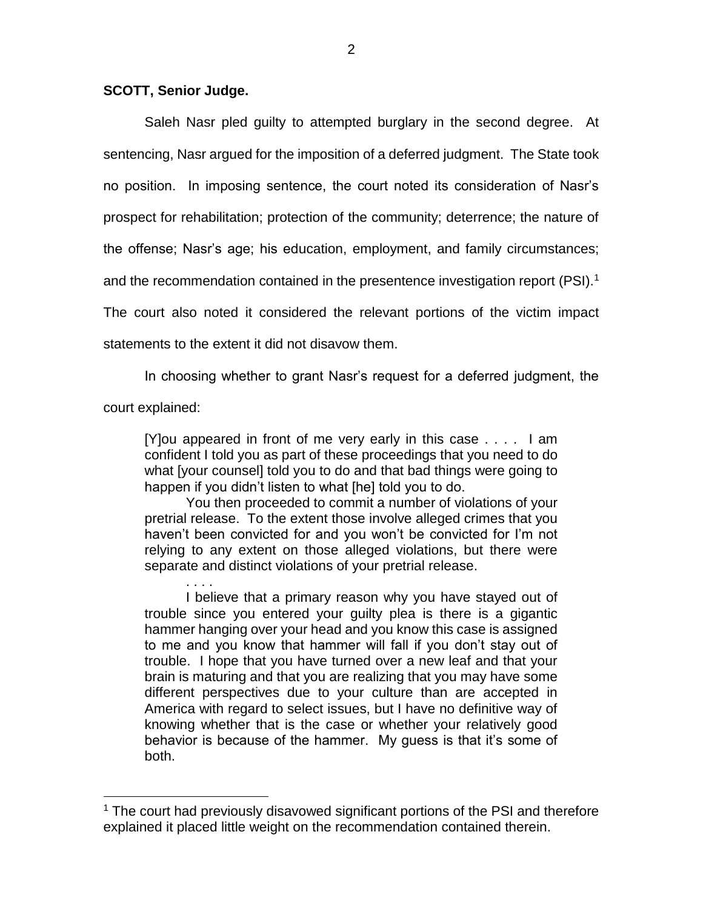**SCOTT, Senior Judge.**

Saleh Nasr pled guilty to attempted burglary in the second degree. At sentencing, Nasr argued for the imposition of a deferred judgment. The State took no position. In imposing sentence, the court noted its consideration of Nasr's prospect for rehabilitation; protection of the community; deterrence; the nature of the offense; Nasr's age; his education, employment, and family circumstances; and the recommendation contained in the presentence investigation report (PSI).[1] The court also noted it considered the relevant portions of the victim impact statements to the extent it did not disavow them.

In choosing whether to grant Nasr's request for a deferred judgment, the court explained:

> [Y]ou appeared in front of me very early in this case . . . . I am confident I told you as part of these proceedings that you need to do what [your counsel] told you to do and that bad things were going to happen if you didn't listen to what [he] told you to do.
>
> You then proceeded to commit a number of violations of your pretrial release. To the extent those involve alleged crimes that you haven't been convicted for and you won't be convicted for I'm not relying to any extent on those alleged violations, but there were separate and distinct violations of your pretrial release.
>
> . . . .
>
> I believe that a primary reason why you have stayed out of trouble since you entered your guilty plea is there is a gigantic hammer hanging over your head and you know this case is assigned to me and you know that hammer will fall if you don't stay out of trouble. I hope that you have turned over a new leaf and that your brain is maturing and that you are realizing that you may have some different perspectives due to your culture than are accepted in America with regard to select issues, but I have no definitive way of knowing whether that is the case or whether your relatively good behavior is because of the hammer. My guess is that it's some of both.

[1] The court had previously disavowed significant portions of the PSI and therefore explained it placed little weight on the recommendation contained therein.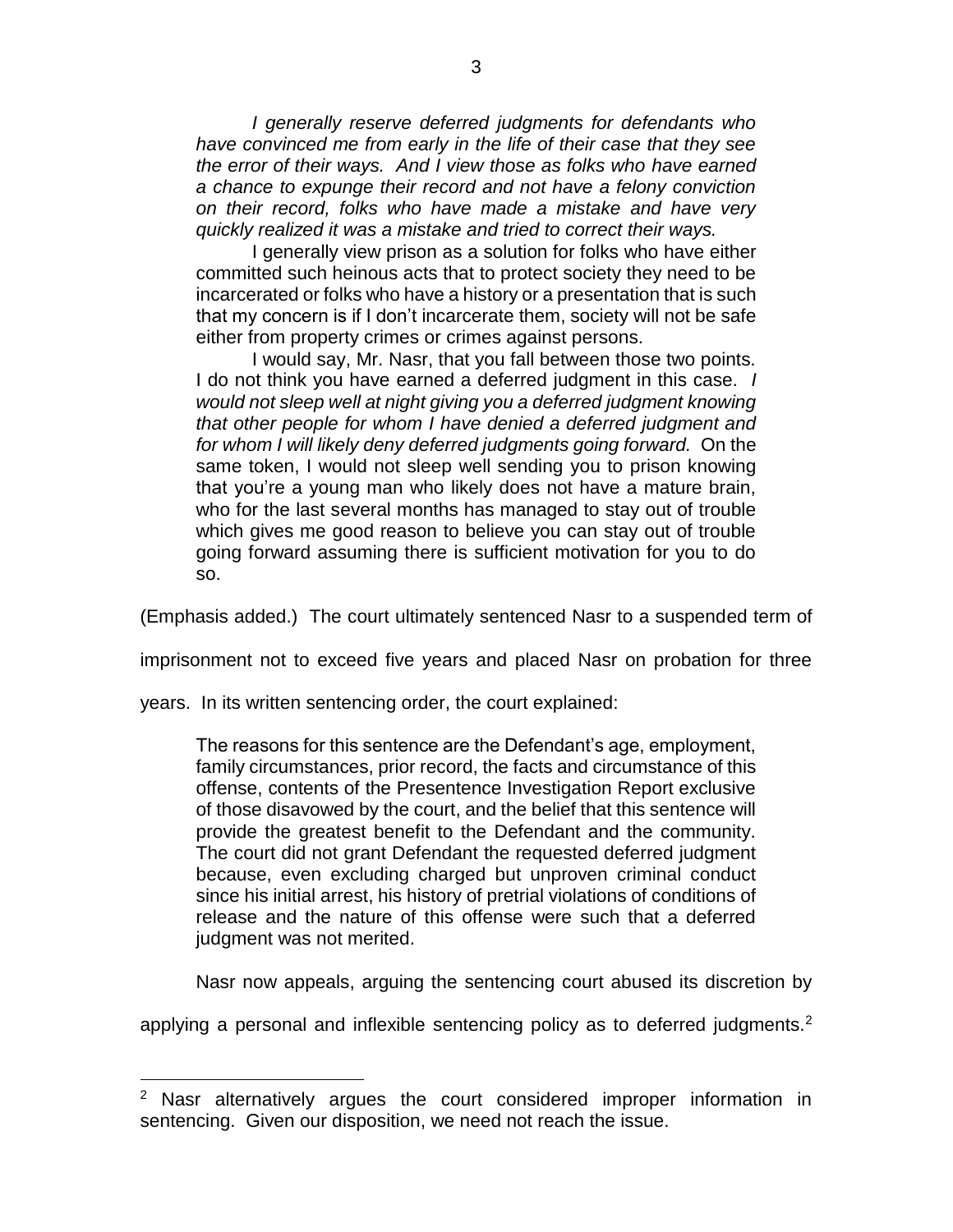> *I generally reserve deferred judgments for defendants who have convinced me from early in the life of their case that they see the error of their ways. And I view those as folks who have earned a chance to expunge their record and not have a felony conviction on their record, folks who have made a mistake and have very quickly realized it was a mistake and tried to correct their ways.*
>
> I generally view prison as a solution for folks who have either committed such heinous acts that to protect society they need to be incarcerated or folks who have a history or a presentation that is such that my concern is if I don't incarcerate them, society will not be safe either from property crimes or crimes against persons.
>
> I would say, Mr. Nasr, that you fall between those two points. I do not think you have earned a deferred judgment in this case. *I would not sleep well at night giving you a deferred judgment knowing that other people for whom I have denied a deferred judgment and for whom I will likely deny deferred judgments going forward.* On the same token, I would not sleep well sending you to prison knowing that you're a young man who likely does not have a mature brain, who for the last several months has managed to stay out of trouble which gives me good reason to believe you can stay out of trouble going forward assuming there is sufficient motivation for you to do so.

(Emphasis added.) The court ultimately sentenced Nasr to a suspended term of imprisonment not to exceed five years and placed Nasr on probation for three years. In its written sentencing order, the court explained:

> The reasons for this sentence are the Defendant's age, employment, family circumstances, prior record, the facts and circumstance of this offense, contents of the Presentence Investigation Report exclusive of those disavowed by the court, and the belief that this sentence will provide the greatest benefit to the Defendant and the community. The court did not grant Defendant the requested deferred judgment because, even excluding charged but unproven criminal conduct since his initial arrest, his history of pretrial violations of conditions of release and the nature of this offense were such that a deferred judgment was not merited.

Nasr now appeals, arguing the sentencing court abused its discretion by applying a personal and inflexible sentencing policy as to deferred judgments.[2]

---

[2] Nasr alternatively argues the court considered improper information in sentencing. Given our disposition, we need not reach the issue.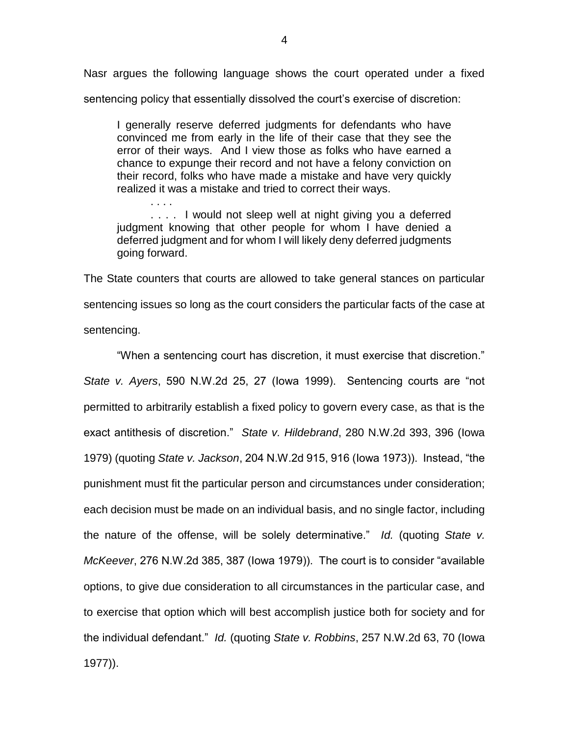Nasr argues the following language shows the court operated under a fixed sentencing policy that essentially dissolved the court's exercise of discretion:

> I generally reserve deferred judgments for defendants who have convinced me from early in the life of their case that they see the error of their ways. And I view those as folks who have earned a chance to expunge their record and not have a felony conviction on their record, folks who have made a mistake and have very quickly realized it was a mistake and tried to correct their ways.
>
> . . . .
>
> . . . . I would not sleep well at night giving you a deferred judgment knowing that other people for whom I have denied a deferred judgment and for whom I will likely deny deferred judgments going forward.

The State counters that courts are allowed to take general stances on particular sentencing issues so long as the court considers the particular facts of the case at sentencing.

"When a sentencing court has discretion, it must exercise that discretion." *State v. Ayers*, 590 N.W.2d 25, 27 (Iowa 1999). Sentencing courts are "not permitted to arbitrarily establish a fixed policy to govern every case, as that is the exact antithesis of discretion." *State v. Hildebrand*, 280 N.W.2d 393, 396 (Iowa 1979) (quoting *State v. Jackson*, 204 N.W.2d 915, 916 (Iowa 1973)). Instead, "the punishment must fit the particular person and circumstances under consideration; each decision must be made on an individual basis, and no single factor, including the nature of the offense, will be solely determinative." *Id.* (quoting *State v. McKeever*, 276 N.W.2d 385, 387 (Iowa 1979)). The court is to consider "available options, to give due consideration to all circumstances in the particular case, and to exercise that option which will best accomplish justice both for society and for the individual defendant." *Id.* (quoting *State v. Robbins*, 257 N.W.2d 63, 70 (Iowa 1977)).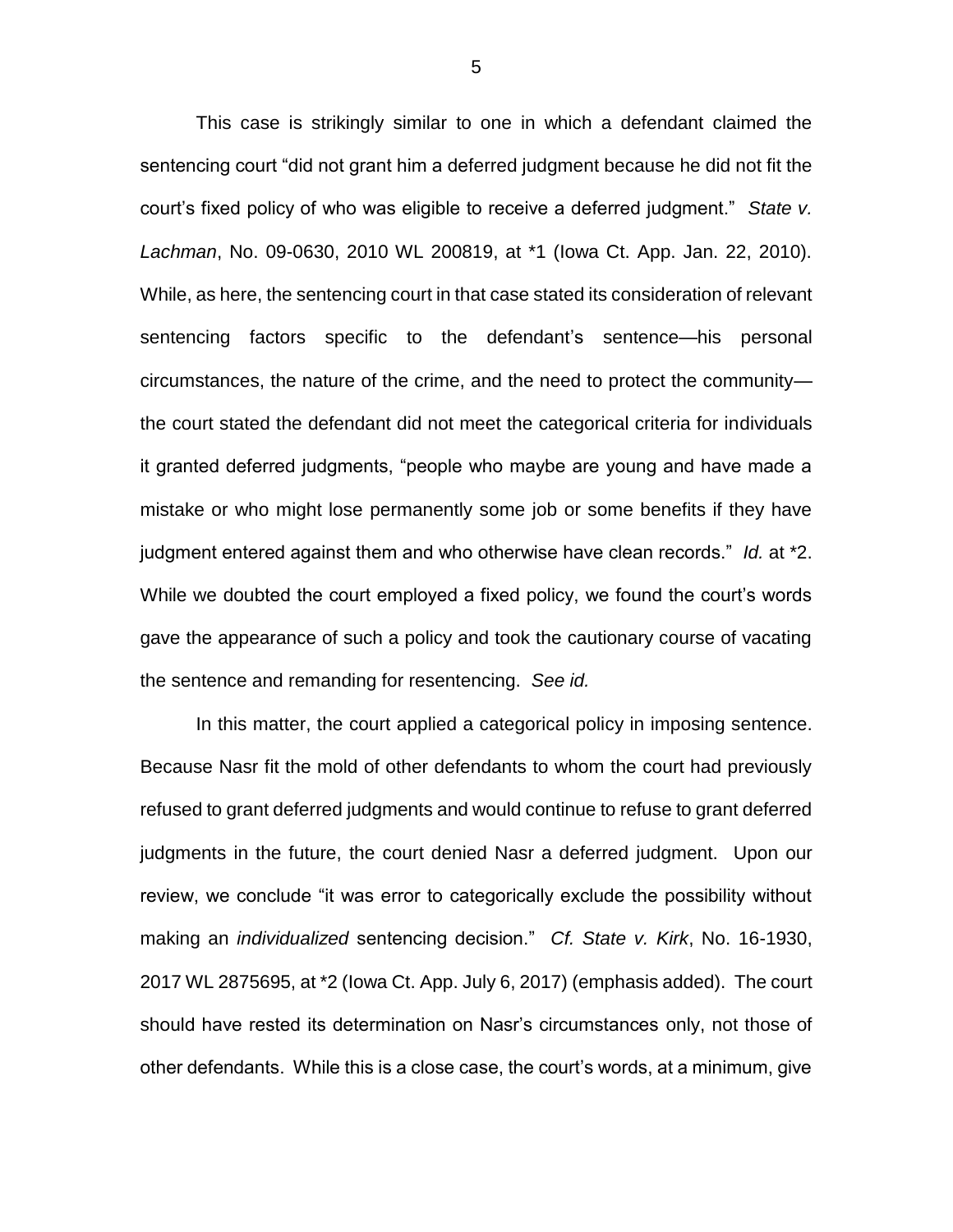This case is strikingly similar to one in which a defendant claimed the sentencing court "did not grant him a deferred judgment because he did not fit the court's fixed policy of who was eligible to receive a deferred judgment." *State v. Lachman*, No. 09-0630, 2010 WL 200819, at *1 (Iowa Ct. App. Jan. 22, 2010). While, as here, the sentencing court in that case stated its consideration of relevant sentencing factors specific to the defendant's sentence—his personal circumstances, the nature of the crime, and the need to protect the community—the court stated the defendant did not meet the categorical criteria for individuals it granted deferred judgments, "people who maybe are young and have made a mistake or who might lose permanently some job or some benefits if they have judgment entered against them and who otherwise have clean records." *Id.* at *2. While we doubted the court employed a fixed policy, we found the court's words gave the appearance of such a policy and took the cautionary course of vacating the sentence and remanding for resentencing. *See id.*

In this matter, the court applied a categorical policy in imposing sentence. Because Nasr fit the mold of other defendants to whom the court had previously refused to grant deferred judgments and would continue to refuse to grant deferred judgments in the future, the court denied Nasr a deferred judgment. Upon our review, we conclude "it was error to categorically exclude the possibility without making an *individualized* sentencing decision." *Cf. State v. Kirk*, No. 16-1930, 2017 WL 2875695, at *2 (Iowa Ct. App. July 6, 2017) (emphasis added). The court should have rested its determination on Nasr's circumstances only, not those of other defendants. While this is a close case, the court's words, at a minimum, give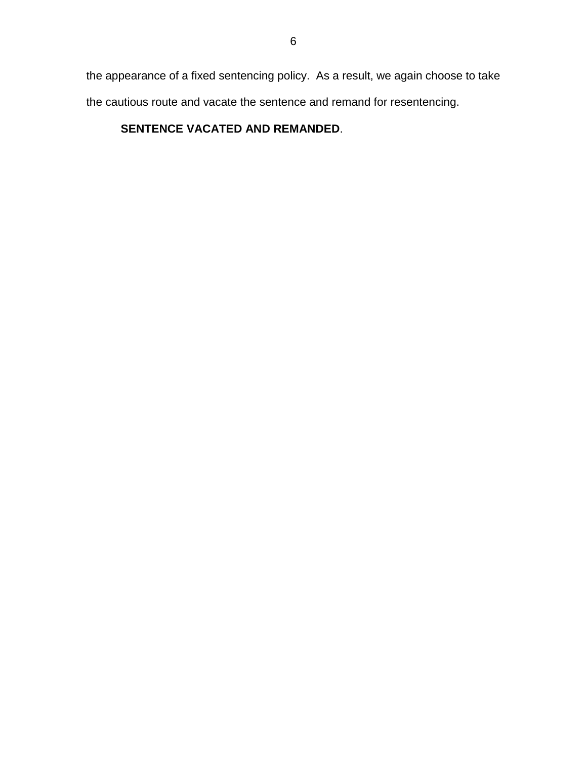the appearance of a fixed sentencing policy. As a result, we again choose to take the cautious route and vacate the sentence and remand for resentencing.

**SENTENCE VACATED AND REMANDED**.